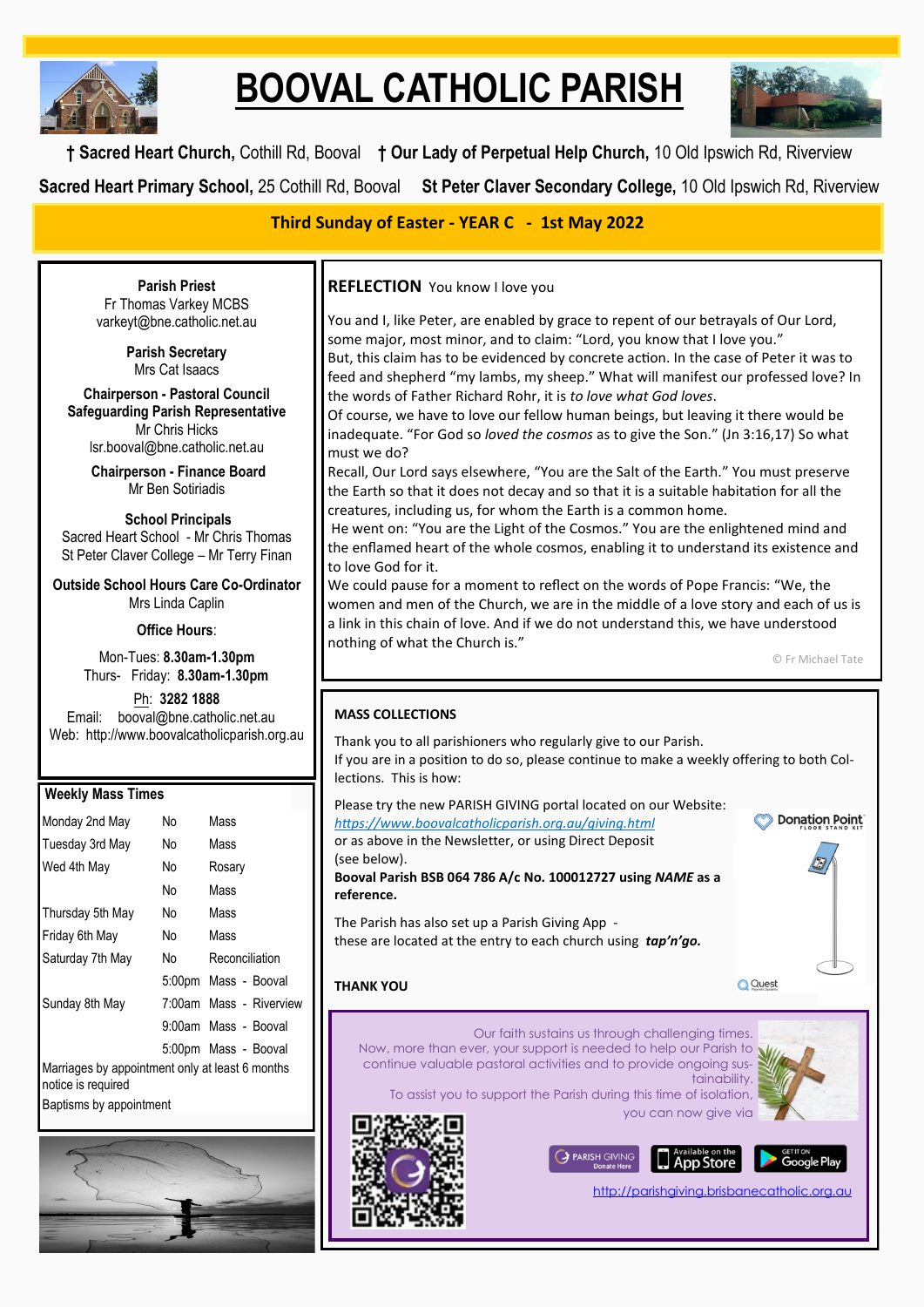# BOOVAL CATHOLIC PARISH

† **Sacred Heart Church,** Cothill Rd, Booval † **Our Lady of Perpetual Help Church,** 10 Old Ipswich Rd, Riverview

**Sacred Heart Primary School,** 25 Cothill Rd, Booval **St Peter Claver Secondary College,** 10 Old Ipswich Rd, Riverview

**Third Sunday of Easter - YEAR C - 1st May 2022**

**Parish Priest**
Fr Thomas Varkey MCBS
varkeyt@bne.catholic.net.au

**Parish Secretary**
Mrs Cat Isaacs

**Chairperson - Pastoral Council**
**Safeguarding Parish Representative**
Mr Chris Hicks
lsr.booval@bne.catholic.net.au

**Chairperson - Finance Board**
Mr Ben Sotiriadis

**School Principals**
Sacred Heart School - Mr Chris Thomas
St Peter Claver College – Mr Terry Finan

**Outside School Hours Care Co-Ordinator**
Mrs Linda Caplin

**Office Hours**:

Mon-Tues: **8.30am-1.30pm**
Thurs- Friday: **8.30am-1.30pm**

Ph: **3282 1888**
Email: booval@bne.catholic.net.au
Web: http://www.boovalcatholicparish.org.au

## Weekly Mass Times

| | | |
|---|---|---|
| Monday 2nd May | No | Mass |
| Tuesday 3rd May | No | Mass |
| Wed 4th May | No | Rosary |
| | No | Mass |
| Thursday 5th May | No | Mass |
| Friday 6th May | No | Mass |
| Saturday 7th May | No | Reconciliation |
| | 5:00pm | Mass - Booval |
| Sunday 8th May | 7:00am | Mass - Riverview |
| | 9:00am | Mass - Booval |
| | 5:00pm | Mass - Booval |

Marriages by appointment only at least 6 months notice is required

Baptisms by appointment

## REFLECTION You know I love you

You and I, like Peter, are enabled by grace to repent of our betrayals of Our Lord, some major, most minor, and to claim: "Lord, you know that I love you."

But, this claim has to be evidenced by concrete action. In the case of Peter it was to feed and shepherd "my lambs, my sheep." What will manifest our professed love? In the words of Father Richard Rohr, it is *to love what God loves*.

Of course, we have to love our fellow human beings, but leaving it there would be inadequate. "For God so *loved the cosmos* as to give the Son." (Jn 3:16,17) So what must we do?

Recall, Our Lord says elsewhere, "You are the Salt of the Earth." You must preserve the Earth so that it does not decay and so that it is a suitable habitation for all the creatures, including us, for whom the Earth is a common home.

He went on: "You are the Light of the Cosmos." You are the enlightened mind and the enflamed heart of the whole cosmos, enabling it to understand its existence and to love God for it.

We could pause for a moment to reflect on the words of Pope Francis: "We, the women and men of the Church, we are in the middle of a love story and each of us is a link in this chain of love. And if we do not understand this, we have understood nothing of what the Church is."

© Fr Michael Tate

## MASS COLLECTIONS

Thank you to all parishioners who regularly give to our Parish.
If you are in a position to do so, please continue to make a weekly offering to both Collections. This is how:

Please try the new PARISH GIVING portal located on our Website:
https://www.boovalcatholicparish.org.au/giving.html
or as above in the Newsletter, or using Direct Deposit (see below).
**Boval Parish BSB 064 786 A/c No. 100012727 using *NAME* as a reference.**

The Parish has also set up a Parish Giving App - these are located at the entry to each church using ***tap'n'go.***

**THANK YOU**

Our faith sustains us through challenging times. Now, more than ever, your support is needed to help our Parish to continue valuable pastoral activities and to provide ongoing sustainability. To assist you to support the Parish during this time of isolation, you can now give via

http://parishgiving.brisbanecatholic.org.au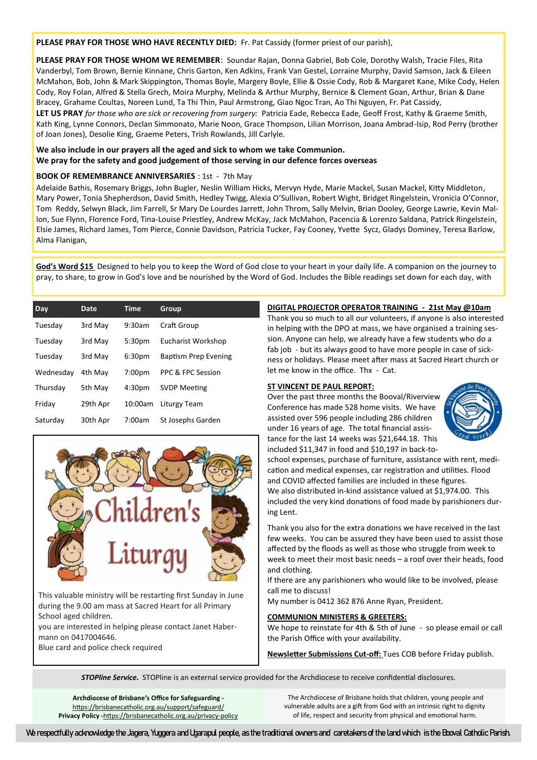**PLEASE PRAY FOR THOSE WHO HAVE RECENTLY DIED:** Fr. Pat Cassidy (former priest of our parish),

**PLEASE PRAY FOR THOSE WHOM WE REMEMBER**: Soundar Rajan, Donna Gabriel, Bob Cole, Dorothy Walsh, Tracie Files, Rita Vanderbyl, Tom Brown, Bernie Kinnane, Chris Garton, Ken Adkins, Frank Van Gestel, Lorraine Murphy, David Samson, Jack & Eileen McMahon, Bob, John & Mark Skippington, Thomas Boyle, Margery Boyle, Ellie & Ossie Cody, Rob & Margaret Kane, Mike Cody, Helen Cody, Roy Folan, Alfred & Stella Grech, Moira Murphy, Melinda & Arthur Murphy, Bernice & Clement Goan, Arthur, Brian & Dane Bracey, Grahame Coultas, Noreen Lund, Ta Thi Thin, Paul Armstrong, Giao Ngoc Tran, Ao Thi Nguyen, Fr. Pat Cassidy,

**LET US PRAY** *for those who are sick or recovering from surgery:* Patricia Eade, Rebecca Eade, Geoff Frost, Kathy & Graeme Smith, Kath King, Lynne Connors, Declan Simmonato, Marie Noon, Grace Thompson, Lilian Morrison, Joana Ambrad-Isip, Rod Perry (brother of Joan Jones), Desolie King, Graeme Peters, Trish Rowlands, Jill Carlyle.

**We also include in our prayers all the aged and sick to whom we take Communion.**
**We pray for the safety and good judgement of those serving in our defence forces overseas**

**BOOK OF REMEMBRANCE ANNIVERSARIES** : 1st - 7th May

Adelaide Bathis, Rosemary Briggs, John Bugler, Neslin William Hicks, Mervyn Hyde, Marie Mackel, Susan Mackel, Kitty Middleton, Mary Power, Tonia Shepherdson, David Smith, Hedley Twigg, Alexia O'Sullivan, Robert Wight, Bridget Ringelstein, Vronicia O'Connor, Tom Reddy, Selwyn Black, Jim Farrell, Sr Mary De Lourdes Jarrett, John Throm, Sally Melvin, Brian Dooley, George Lawrie, Kevin Mallon, Sue Flynn, Florence Ford, Tina-Louise Priestley, Andrew McKay, Jack McMahon, Pacencia & Lorenzo Saldana, Patrick Ringelstein, Elsie James, Richard James, Tom Pierce, Connie Davidson, Patricia Tucker, Fay Cooney, Yvette Sycz, Gladys Dominey, Teresa Barlow, Alma Flanigan,

**God's Word $15** Designed to help you to keep the Word of God close to your heart in your daily life. A companion on the journey to pray, to share, to grow in God's love and be nourished by the Word of God. Includes the Bible readings set down for each day, with

| Day | Date | Time | Group |
|---|---|---|---|
| Tuesday | 3rd May | 9:30am | Craft Group |
| Tuesday | 3rd May | 5:30pm | Eucharist Workshop |
| Tuesday | 3rd May | 6:30pm | Baptism Prep Evening |
| Wednesday | 4th May | 7:00pm | PPC & FPC Session |
| Thursday | 5th May | 4:30pm | SVDP Meeting |
| Friday | 29th Apr | 10:00am | Liturgy Team |
| Saturday | 30th Apr | 7:00am | St Josephs Garden |

Children's Liturgy

This valuable ministry will be restarting first Sunday in June during the 9.00 am mass at Sacred Heart for all Primary School aged children.
you are interested in helping please contact Janet Habermann on 0417004646.
Blue card and police check required

**DIGITAL PROJECTOR OPERATOR TRAINING - 21st May @10am**

Thank you so much to all our volunteers, if anyone is also interested in helping with the DPO at mass, we have organised a training session. Anyone can help, we already have a few students who do a fab job - but its always good to have more people in case of sickness or holidays. Please meet after mass at Sacred Heart church or let me know in the office. Thx - Cat.

**ST VINCENT DE PAUL REPORT:**

Over the past three months the Booval/Riverview Conference has made 528 home visits. We have assisted over 596 people including 286 children under 16 years of age. The total financial assistance for the last 14 weeks was $21,644.18. This included $11,347 in food and $10,197 in back-to-school expenses, purchase of furniture, assistance with rent, medication and medical expenses, car registration and utilities. Flood and COVID affected families are included in these figures.
We also distributed in-kind assistance valued at $1,974.00. This included the very kind donations of food made by parishioners during Lent.

Thank you also for the extra donations we have received in the last few weeks. You can be assured they have been used to assist those affected by the floods as well as those who struggle from week to week to meet their most basic needs – a roof over their heads, food and clothing.
If there are any parishioners who would like to be involved, please call me to discuss!
My number is 0412 362 876 Anne Ryan, President.

**COMMUNION MINISTERS & GREETERS:**

We hope to reinstate for 4th & 5th of June - so please email or call the Parish Office with your availability.

**Newsletter Submissions Cut-off:** Tues COB before Friday publish.

***STOPline Service.*** STOPline is an external service provided for the Archdiocese to receive confidential disclosures.

**Archdiocese of Brisbane's Office for Safeguarding -** https://brisbanecatholic.org.au/support/safeguard/
**Privacy Policy -**https://brisbanecatholic.org.au/privacy-policy

The Archdiocese of Brisbane holds that children, young people and vulnerable adults are a gift from God with an intrinsic right to dignity of life, respect and security from physical and emotional harm.

We respectfully acknowledge the Jagera, Yuggera and Ugarapul people, as the traditional owners and caretakers of the land which is the Booval Catholic Parish.